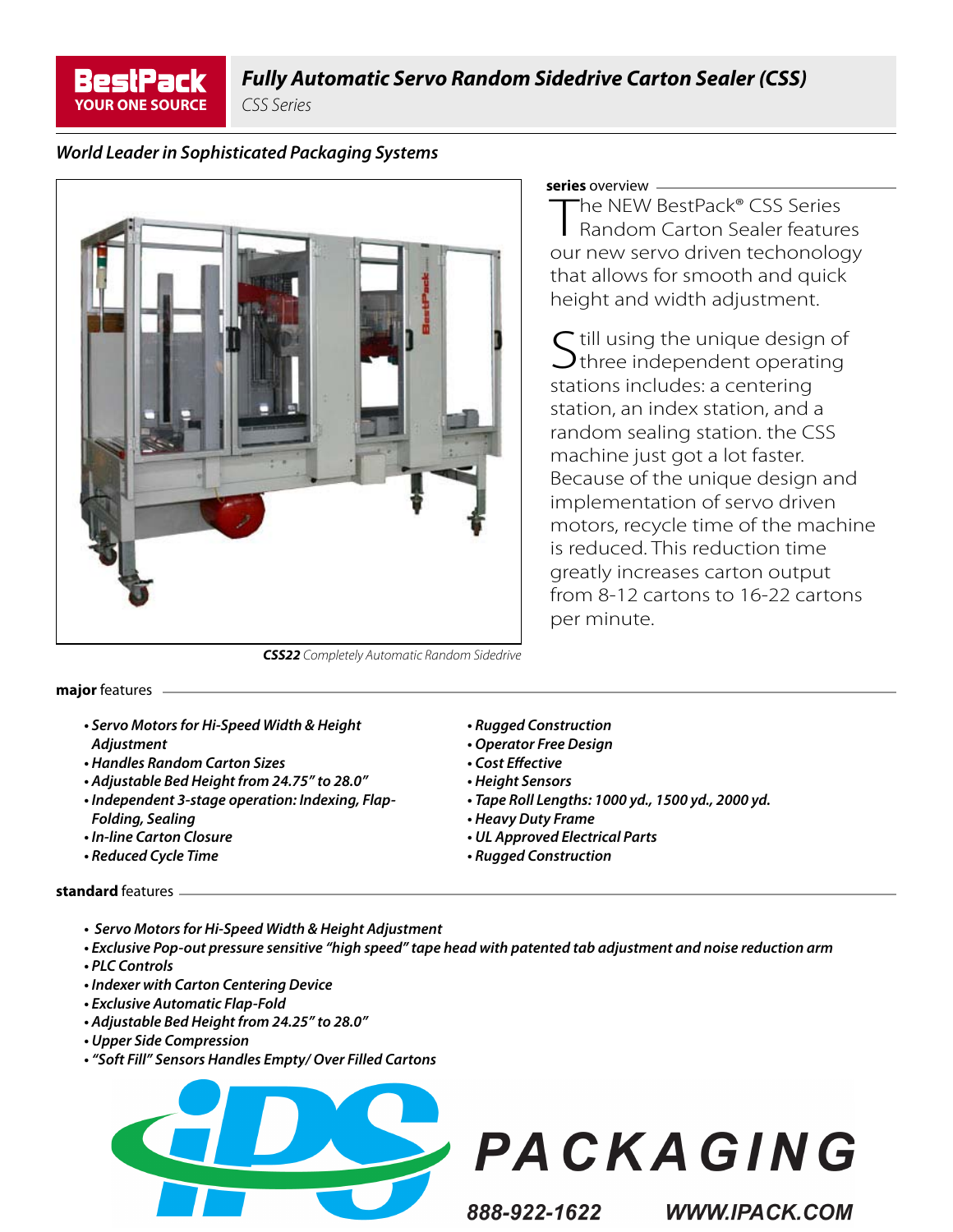**BestPack** YOUR ONE SOURCE

# Fully Automatic Servo Random Sidedrive Carton Sealer (CSS)

*CSS Series*

*World Leader in Sophisticated Packaging Systems*

**CSS22** *Completely Automatic Random Sidedrive*

## series overview

The NEW BestPack® CSS Series Random Carton Sealer features our new servo driven techonology that allows for smooth and quick height and width adjustment.

Still using the unique design of three independent operating stations includes: a centering station, an index station, and a random sealing station. the CSS machine just got a lot faster. Because of the unique design and implementation of servo driven motors, recycle time of the machine is reduced. This reduction time greatly increases carton output from 8-12 cartons to 16-22 cartons per minute.

## major features

- *Servo Motors for Hi-Speed Width & Height Adjustment*
- *Handles Random Carton Sizes*
- *Adjustable Bed Height from 24.75" to 28.0"*
- *Independent 3-stage operation: Indexing, Flap-Folding, Sealing*
- *In-line Carton Closure*
- *Reduced Cycle Time*
- *Rugged Construction*
- *Operator Free Design*
- *Cost Effective*
- *Height Sensors*
- *Tape Roll Lengths: 1000 yd., 1500 yd., 2000 yd.*
- *Heavy Duty Frame*
- *UL Approved Electrical Parts*
- *Rugged Construction*

## standard features

- *Servo Motors for Hi-Speed Width & Height Adjustment*
- *Exclusive Pop-out pressure sensitive "high speed" tape head with patented tab adjustment and noise reduction arm*
- *PLC Controls*
- *Indexer with Carton Centering Device*
- *Exclusive Automatic Flap-Fold*
- *Adjustable Bed Height from 24.25" to 28.0"*
- *Upper Side Compression*
- *"Soft Fill" Sensors Handles Empty/ Over Filled Cartons*

iPS PACKAGING

888-922-1622 WWW.IPACK.COM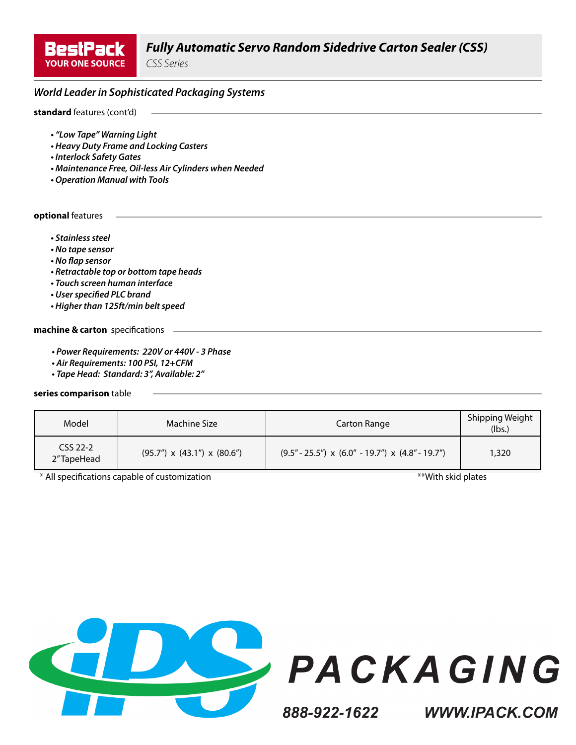**BestPack** YOUR ONE SOURCE

# *Fully Automatic Servo Random Sidedrive Carton Sealer (CSS)*

*CSS Series*

## *World Leader in Sophisticated Packaging Systems*

**standard** features (cont'd)

- ***"Low Tape" Warning Light***
- ***Heavy Duty Frame and Locking Casters***
- ***Interlock Safety Gates***
- ***Maintenance Free, Oil-less Air Cylinders when Needed***
- ***Operation Manual with Tools***

**optional** features

- ***Stainless steel***
- ***No tape sensor***
- ***No flap sensor***
- ***Retractable top or bottom tape heads***
- ***Touch screen human interface***
- ***User specified PLC brand***
- ***Higher than 125ft/min belt speed***

**machine & carton** specifications

- ***Power Requirements: 220V or 440V - 3 Phase***
- ***Air Requirements: 100 PSI, 12+CFM***
- ***Tape Head: Standard: 3", Available: 2"***

**series comparison** table

| Model | Machine Size | Carton Range | Shipping Weight (lbs.) |
|---|---|---|---|
| CSS 22-2 2"TapeHead | (95.7") x (43.1") x (80.6") | (9.5" - 25.5") x (6.0" - 19.7") x (4.8" - 19.7") | 1,320 |

\* All specifications capable of customization

**With skid plates

iPS PACKAGING

888-922-1622 WWW.IPACK.COM